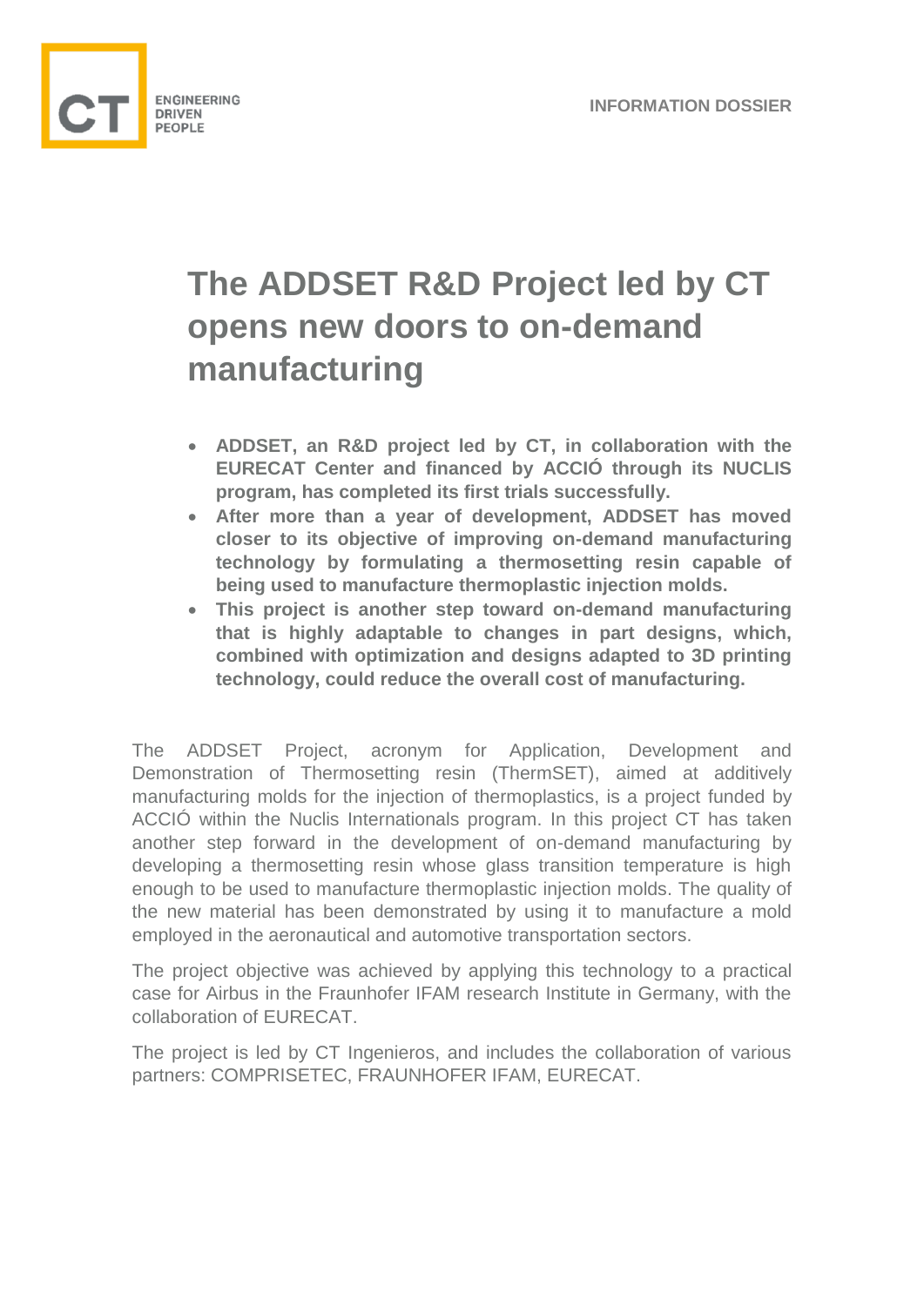INFORMATION DOSSIER

# The ADDSET R&D Project led by CT opens new doors to on-demand manufacturing

- **ADDSET, an R&D project led by CT, in collaboration with the EURECAT Center and financed by ACCIÓ through its NUCLIS program, has completed its first trials successfully.**
- **After more than a year of development, ADDSET has moved closer to its objective of improving on-demand manufacturing technology by formulating a thermosetting resin capable of being used to manufacture thermoplastic injection molds.**
- **This project is another step toward on-demand manufacturing that is highly adaptable to changes in part designs, which, combined with optimization and designs adapted to 3D printing technology, could reduce the overall cost of manufacturing.**

The ADDSET Project, acronym for Application, Development and Demonstration of Thermosetting resin (ThermSET), aimed at additively manufacturing molds for the injection of thermoplastics, is a project funded by ACCIÓ within the Nuclis Internationals program. In this project CT has taken another step forward in the development of on-demand manufacturing by developing a thermosetting resin whose glass transition temperature is high enough to be used to manufacture thermoplastic injection molds. The quality of the new material has been demonstrated by using it to manufacture a mold employed in the aeronautical and automotive transportation sectors.

The project objective was achieved by applying this technology to a practical case for Airbus in the Fraunhofer IFAM research Institute in Germany, with the collaboration of EURECAT.

The project is led by CT Ingenieros, and includes the collaboration of various partners: COMPRISETEC, FRAUNHOFER IFAM, EURECAT.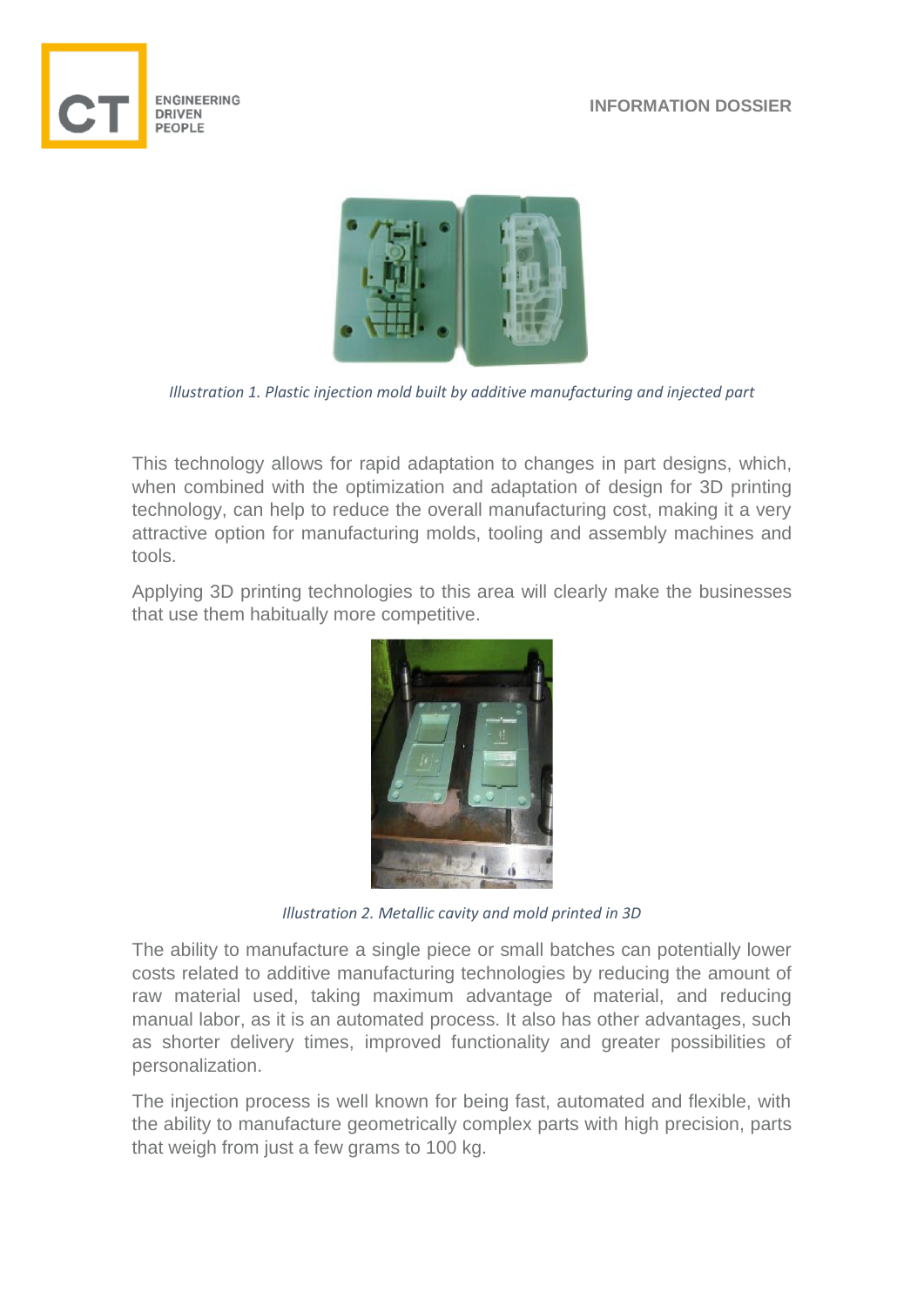*Illustration 1. Plastic injection mold built by additive manufacturing and injected part*

This technology allows for rapid adaptation to changes in part designs, which, when combined with the optimization and adaptation of design for 3D printing technology, can help to reduce the overall manufacturing cost, making it a very attractive option for manufacturing molds, tooling and assembly machines and tools.

Applying 3D printing technologies to this area will clearly make the businesses that use them habitually more competitive.

*Illustration 2. Metallic cavity and mold printed in 3D*

The ability to manufacture a single piece or small batches can potentially lower costs related to additive manufacturing technologies by reducing the amount of raw material used, taking maximum advantage of material, and reducing manual labor, as it is an automated process. It also has other advantages, such as shorter delivery times, improved functionality and greater possibilities of personalization.

The injection process is well known for being fast, automated and flexible, with the ability to manufacture geometrically complex parts with high precision, parts that weigh from just a few grams to 100 kg.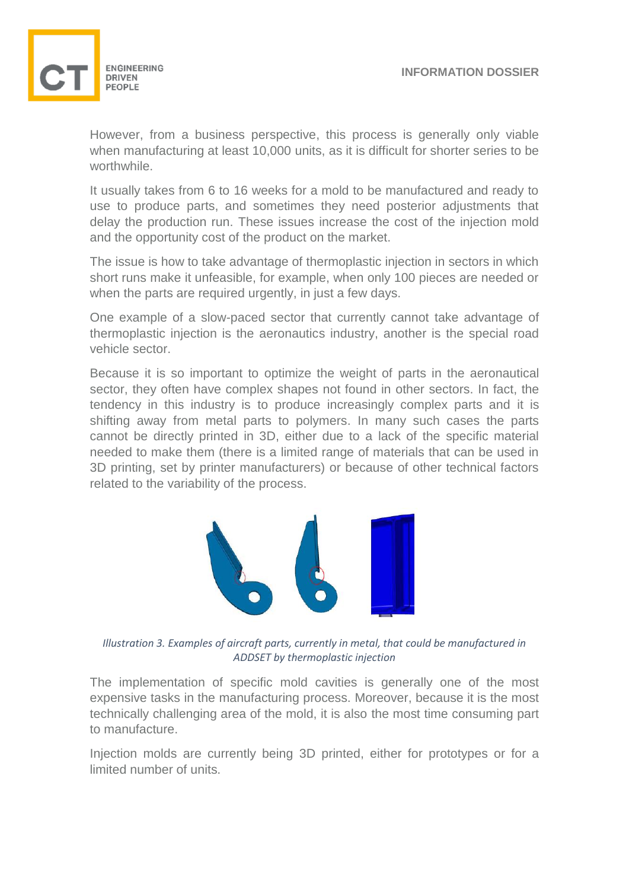However, from a business perspective, this process is generally only viable when manufacturing at least 10,000 units, as it is difficult for shorter series to be worthwhile.

It usually takes from 6 to 16 weeks for a mold to be manufactured and ready to use to produce parts, and sometimes they need posterior adjustments that delay the production run. These issues increase the cost of the injection mold and the opportunity cost of the product on the market.

The issue is how to take advantage of thermoplastic injection in sectors in which short runs make it unfeasible, for example, when only 100 pieces are needed or when the parts are required urgently, in just a few days.

One example of a slow-paced sector that currently cannot take advantage of thermoplastic injection is the aeronautics industry, another is the special road vehicle sector.

Because it is so important to optimize the weight of parts in the aeronautical sector, they often have complex shapes not found in other sectors. In fact, the tendency in this industry is to produce increasingly complex parts and it is shifting away from metal parts to polymers. In many such cases the parts cannot be directly printed in 3D, either due to a lack of the specific material needed to make them (there is a limited range of materials that can be used in 3D printing, set by printer manufacturers) or because of other technical factors related to the variability of the process.

*Illustration 3. Examples of aircraft parts, currently in metal, that could be manufactured in ADDSET by thermoplastic injection*

The implementation of specific mold cavities is generally one of the most expensive tasks in the manufacturing process. Moreover, because it is the most technically challenging area of the mold, it is also the most time consuming part to manufacture.

Injection molds are currently being 3D printed, either for prototypes or for a limited number of units.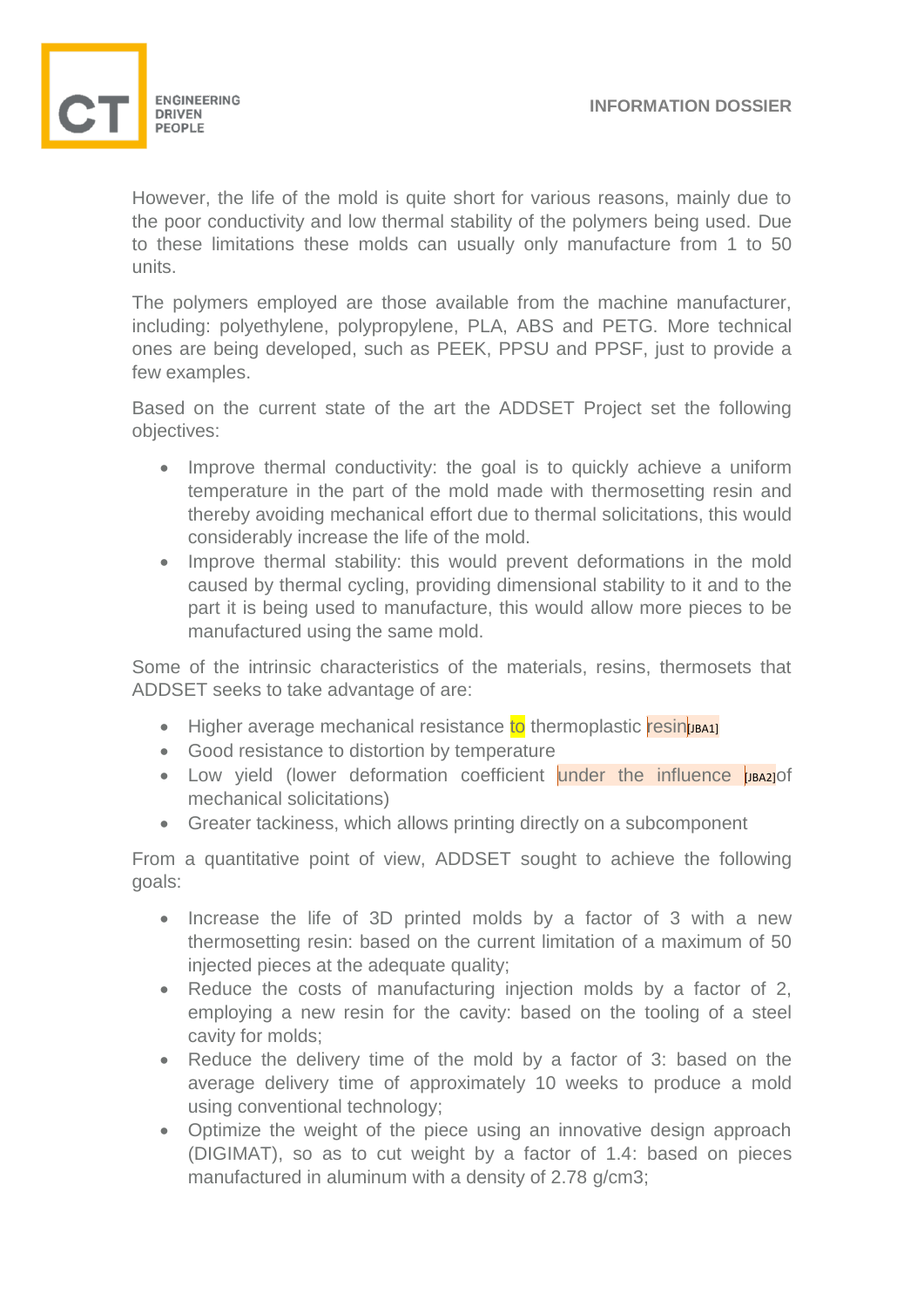However, the life of the mold is quite short for various reasons, mainly due to the poor conductivity and low thermal stability of the polymers being used. Due to these limitations these molds can usually only manufacture from 1 to 50 units.

The polymers employed are those available from the machine manufacturer, including: polyethylene, polypropylene, PLA, ABS and PETG. More technical ones are being developed, such as PEEK, PPSU and PPSF, just to provide a few examples.

Based on the current state of the art the ADDSET Project set the following objectives:

- Improve thermal conductivity: the goal is to quickly achieve a uniform temperature in the part of the mold made with thermosetting resin and thereby avoiding mechanical effort due to thermal solicitations, this would considerably increase the life of the mold.
- Improve thermal stability: this would prevent deformations in the mold caused by thermal cycling, providing dimensional stability to it and to the part it is being used to manufacture, this would allow more pieces to be manufactured using the same mold.

Some of the intrinsic characteristics of the materials, resins, thermosets that ADDSET seeks to take advantage of are:

- Higher average mechanical resistance to thermoplastic resin[JBA1]
- Good resistance to distortion by temperature
- Low yield (lower deformation coefficient under the influence [JBA2]of mechanical solicitations)
- Greater tackiness, which allows printing directly on a subcomponent

From a quantitative point of view, ADDSET sought to achieve the following goals:

- Increase the life of 3D printed molds by a factor of 3 with a new thermosetting resin: based on the current limitation of a maximum of 50 injected pieces at the adequate quality;
- Reduce the costs of manufacturing injection molds by a factor of 2, employing a new resin for the cavity: based on the tooling of a steel cavity for molds;
- Reduce the delivery time of the mold by a factor of 3: based on the average delivery time of approximately 10 weeks to produce a mold using conventional technology;
- Optimize the weight of the piece using an innovative design approach (DIGIMAT), so as to cut weight by a factor of 1.4: based on pieces manufactured in aluminum with a density of 2.78 g/cm3;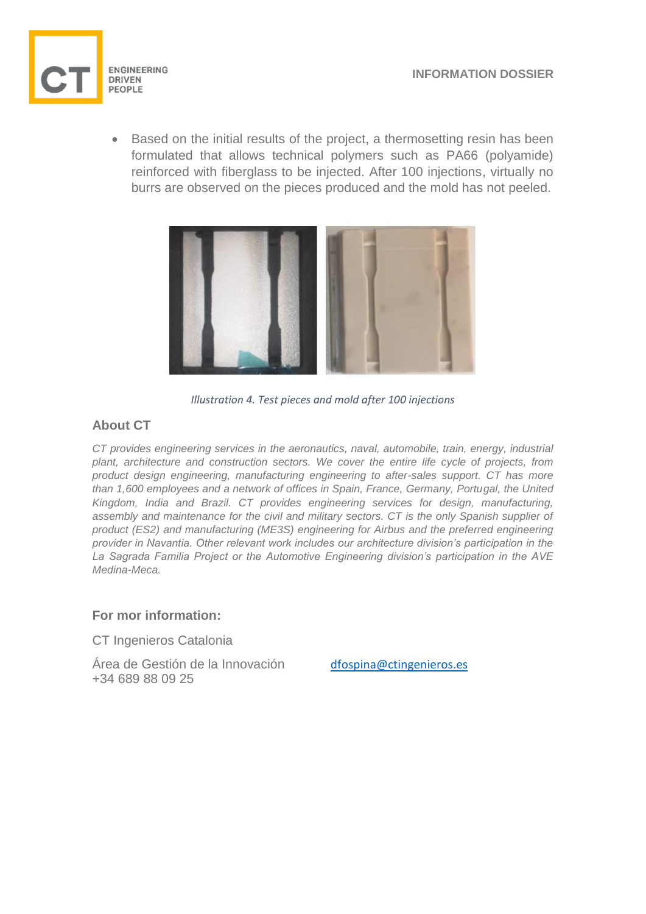- Based on the initial results of the project, a thermosetting resin has been formulated that allows technical polymers such as PA66 (polyamide) reinforced with fiberglass to be injected. After 100 injections, virtually no burrs are observed on the pieces produced and the mold has not peeled.

*Illustration 4. Test pieces and mold after 100 injections*

## About CT

*CT provides engineering services in the aeronautics, naval, automobile, train, energy, industrial plant, architecture and construction sectors. We cover the entire life cycle of projects, from product design engineering, manufacturing engineering to after-sales support. CT has more than 1,600 employees and a network of offices in Spain, France, Germany, Portugal, the United Kingdom, India and Brazil. CT provides engineering services for design, manufacturing, assembly and maintenance for the civil and military sectors. CT is the only Spanish supplier of product (ES2) and manufacturing (ME3S) engineering for Airbus and the preferred engineering provider in Navantia. Other relevant work includes our architecture division's participation in the La Sagrada Familia Project or the Automotive Engineering division's participation in the AVE Medina-Meca.*

## For mor information:

CT Ingenieros Catalonia

Área de Gestión de la Innovación
+34 689 88 09 25

dfospina@ctingenieros.es